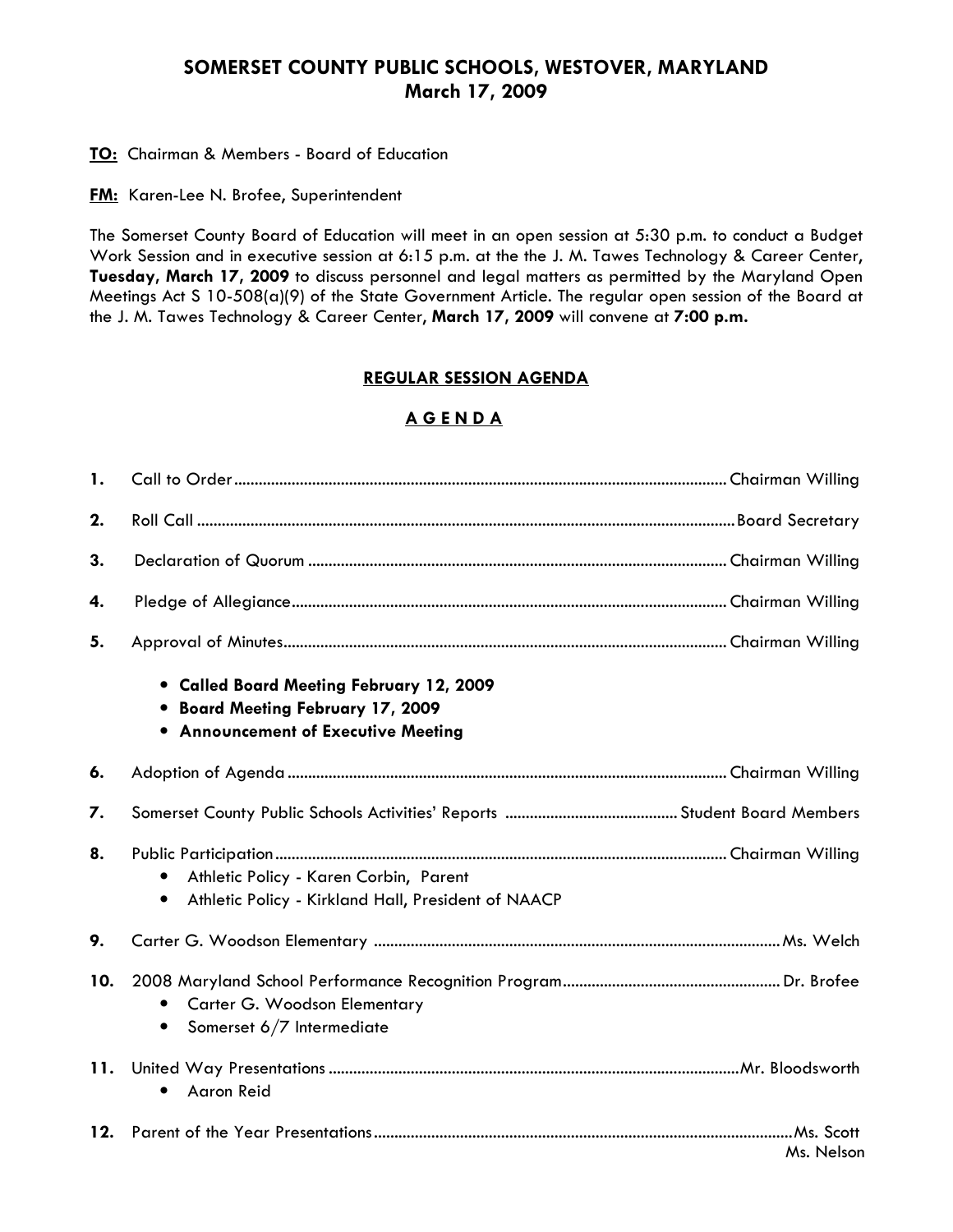# SOMERSET COUNTY PUBLIC SCHOOLS, WESTOVER, MARYLAND
## March 17, 2009

**TO:** Chairman & Members - Board of Education

**FM:** Karen-Lee N. Brofee, Superintendent

The Somerset County Board of Education will meet in an open session at 5:30 p.m. to conduct a Budget Work Session and in executive session at 6:15 p.m. at the the J. M. Tawes Technology & Career Center, **Tuesday, March 17, 2009** to discuss personnel and legal matters as permitted by the Maryland Open Meetings Act S 10-508(a)(9) of the State Government Article. The regular open session of the Board at the J. M. Tawes Technology & Career Center, **March 17, 2009** will convene at **7:00 p.m.**

## REGULAR SESSION AGENDA

## A G E N D A

1. Call to Order ........................................ Chairman Willing
2. Roll Call ........................................ Board Secretary
3. Declaration of Quorum ........................................ Chairman Willing
4. Pledge of Allegiance ........................................ Chairman Willing
5. Approval of Minutes ........................................ Chairman Willing
   - **Called Board Meeting February 12, 2009**
   - **Board Meeting February 17, 2009**
   - **Announcement of Executive Meeting**
6. Adoption of Agenda ........................................ Chairman Willing
7. Somerset County Public Schools Activities' Reports ........................................ Student Board Members
8. Public Participation ........................................ Chairman Willing
   - Athletic Policy - Karen Corbin, Parent
   - Athletic Policy - Kirkland Hall, President of NAACP
9. Carter G. Woodson Elementary ........................................ Ms. Welch
10. 2008 Maryland School Performance Recognition Program ........................................ Dr. Brofee
    - Carter G. Woodson Elementary
    - Somerset 6/7 Intermediate
11. United Way Presentations ........................................ Mr. Bloodsworth
    - Aaron Reid
12. Parent of the Year Presentations ........................................ Ms. Scott, Ms. Nelson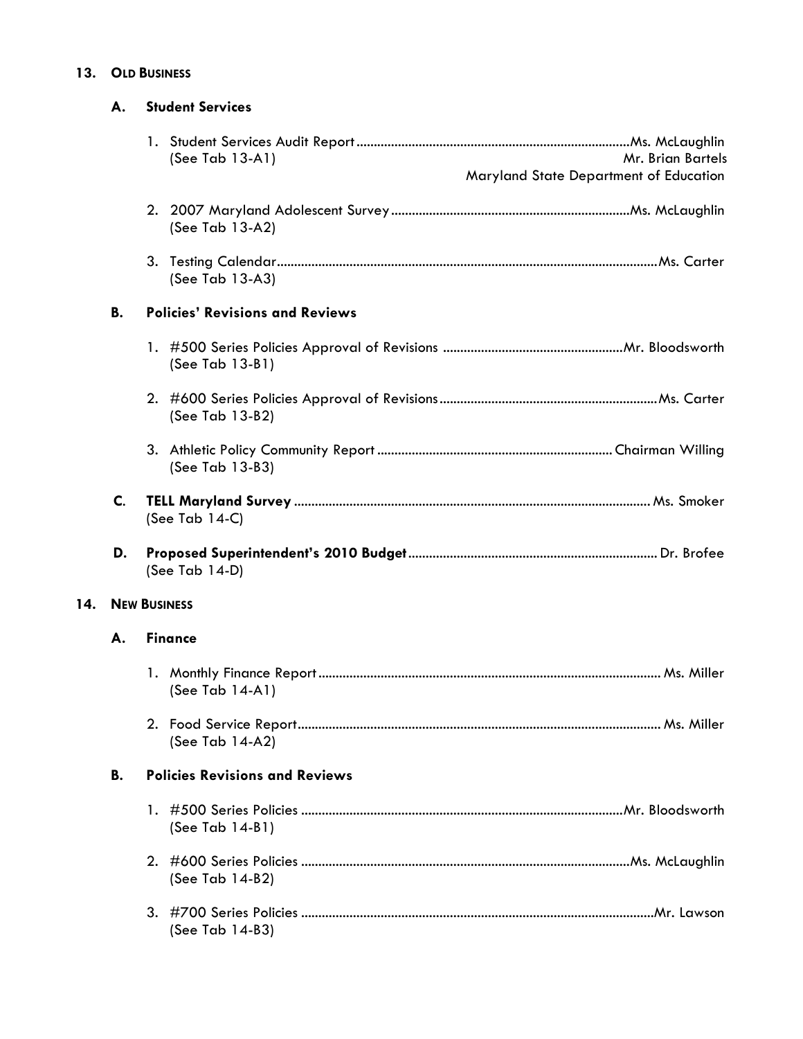## 13. OLD BUSINESS

### A. Student Services

1. Student Services Audit Report .......... Ms. McLaughlin
   (See Tab 13-A1) Mr. Brian Bartels
   Maryland State Department of Education

2. 2007 Maryland Adolescent Survey .......... Ms. McLaughlin
   (See Tab 13-A2)

3. Testing Calendar .......... Ms. Carter
   (See Tab 13-A3)

### B. Policies' Revisions and Reviews

1. #500 Series Policies Approval of Revisions .......... Mr. Bloodsworth
   (See Tab 13-B1)

2. #600 Series Policies Approval of Revisions .......... Ms. Carter
   (See Tab 13-B2)

3. Athletic Policy Community Report .......... Chairman Willing
   (See Tab 13-B3)

### C. **TELL Maryland Survey** .......... Ms. Smoker
(See Tab 14-C)

### D. **Proposed Superintendent's 2010 Budget** .......... Dr. Brofee
(See Tab 14-D)

## 14. NEW BUSINESS

### A. Finance

1. Monthly Finance Report .......... Ms. Miller
   (See Tab 14-A1)

2. Food Service Report .......... Ms. Miller
   (See Tab 14-A2)

### B. Policies Revisions and Reviews

1. #500 Series Policies .......... Mr. Bloodsworth
   (See Tab 14-B1)

2. #600 Series Policies .......... Ms. McLaughlin
   (See Tab 14-B2)

3. #700 Series Policies .......... Mr. Lawson
   (See Tab 14-B3)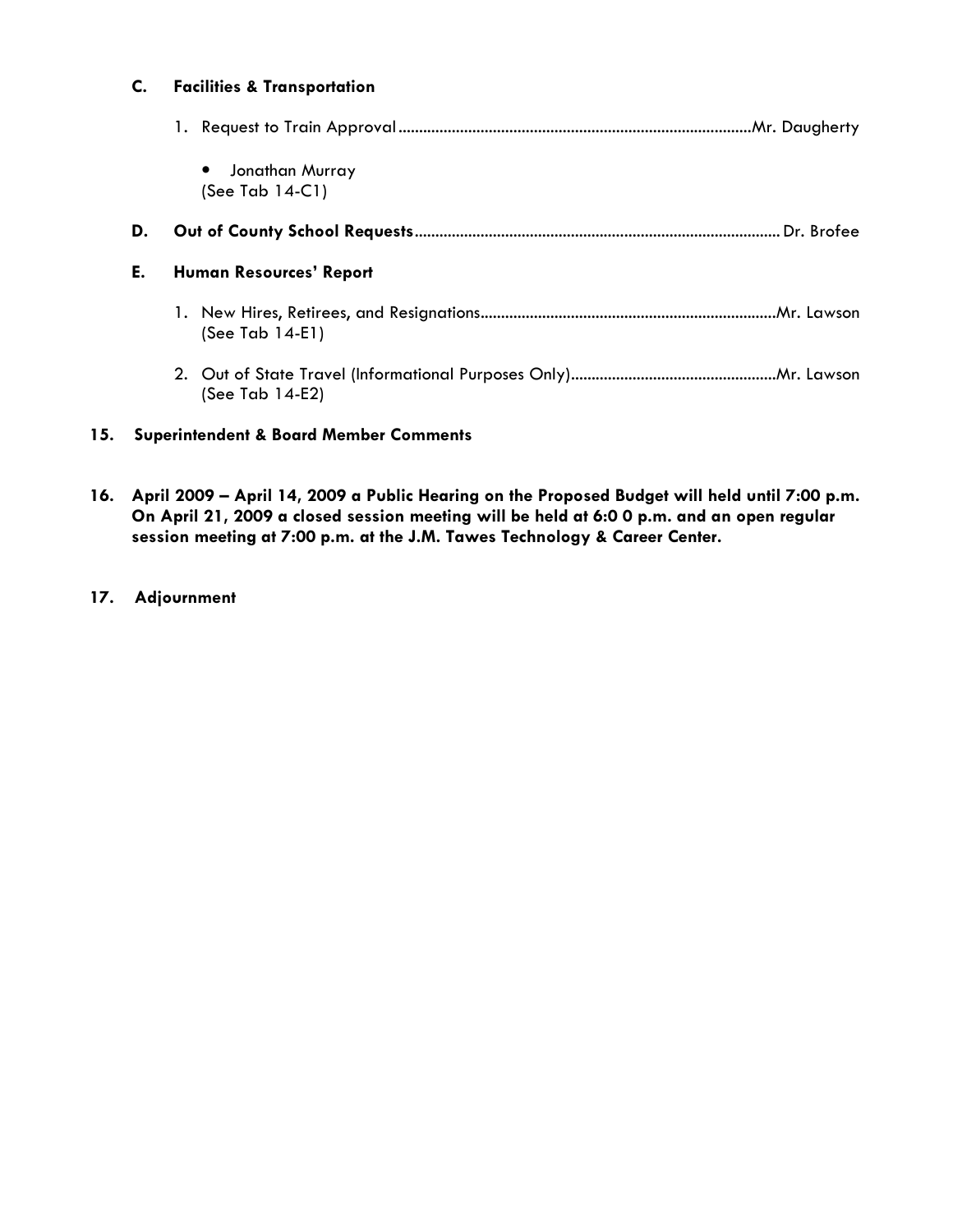**C. Facilities & Transportation**

1. Request to Train Approval .......................................................................................Mr. Daugherty

   - Jonathan Murray

   (See Tab 14-C1)

**D. Out of County School Requests** ........................................................................................ Dr. Brofee

**E. Human Resources' Report**

1. New Hires, Retirees, and Resignations.......................................................................Mr. Lawson
   (See Tab 14-E1)

2. Out of State Travel (Informational Purposes Only).................................................Mr. Lawson
   (See Tab 14-E2)

**15. Superintendent & Board Member Comments**

**16. April 2009 – April 14, 2009 a Public Hearing on the Proposed Budget will held until 7:00 p.m. On April 21, 2009 a closed session meeting will be held at 6:0 0 p.m. and an open regular session meeting at 7:00 p.m. at the J.M. Tawes Technology & Career Center.**

**17. Adjournment**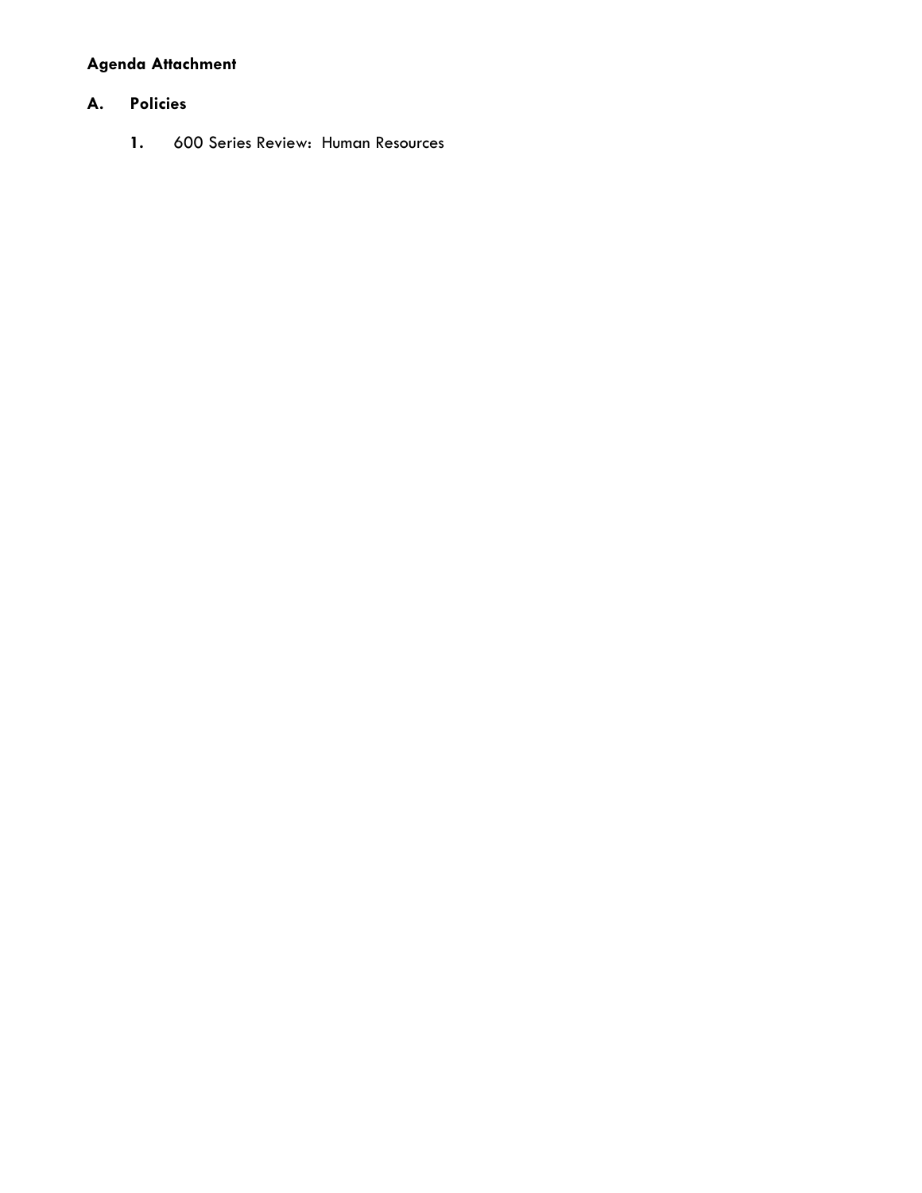**Agenda Attachment**

**A. Policies**

1. 600 Series Review: Human Resources